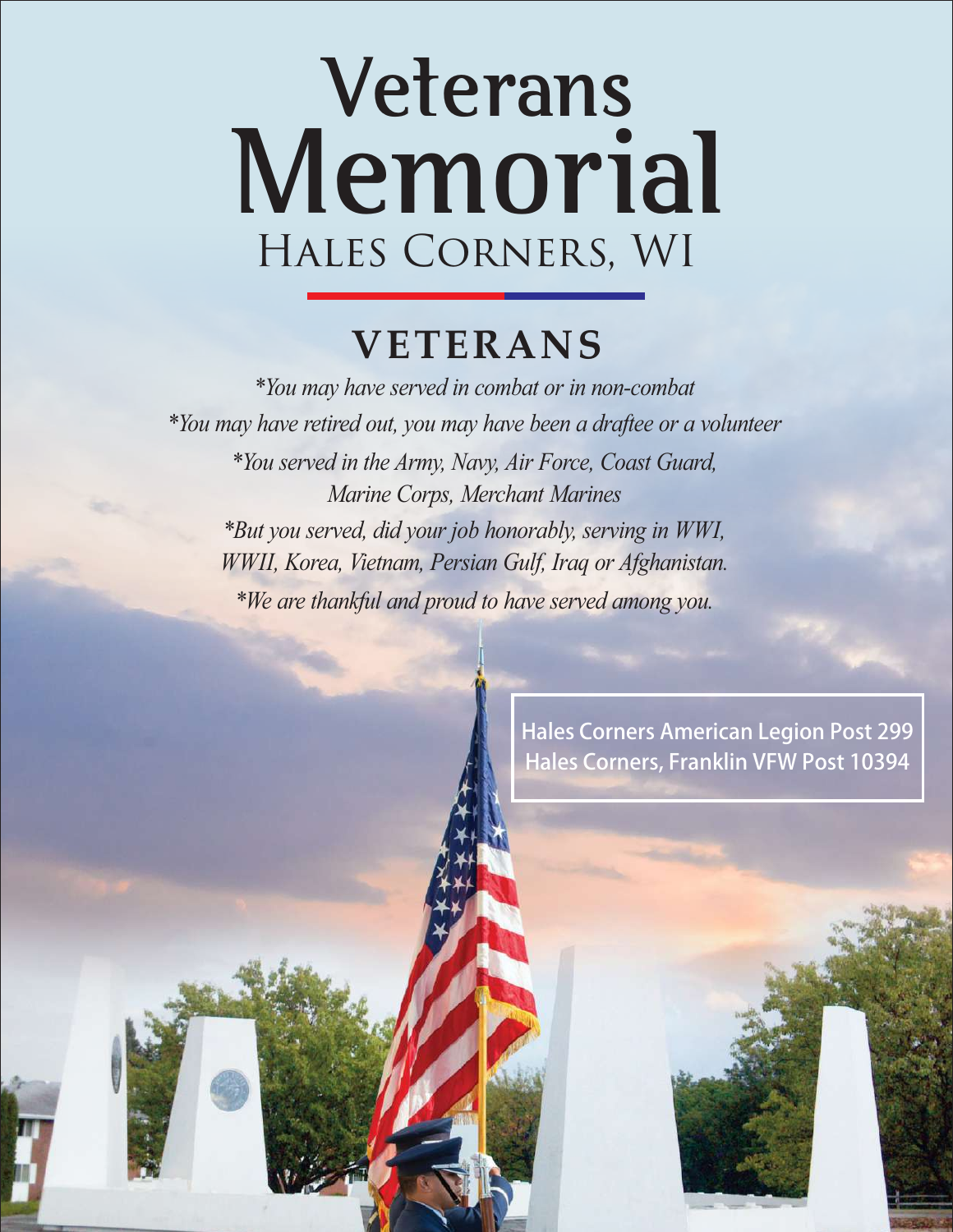# Veterans Memorial

## Hales Corners, WI

## VETERANS

*\*You may have served in combat or in non-combat*

*\*You may have retired out, you may have been a draftee or a volunteer*

*\*You served in the Army, Navy, Air Force, Coast Guard, Marine Corps, Merchant Marines*

*\*But you served, did your job honorably, serving in WWI, WWII, Korea, Vietnam, Persian Gulf, Iraq or Afghanistan.*

*\*We are thankful and proud to have served among you.*

**Hales Corners American Legion Post 299**
**Hales Corners, Franklin VFW Post 10394**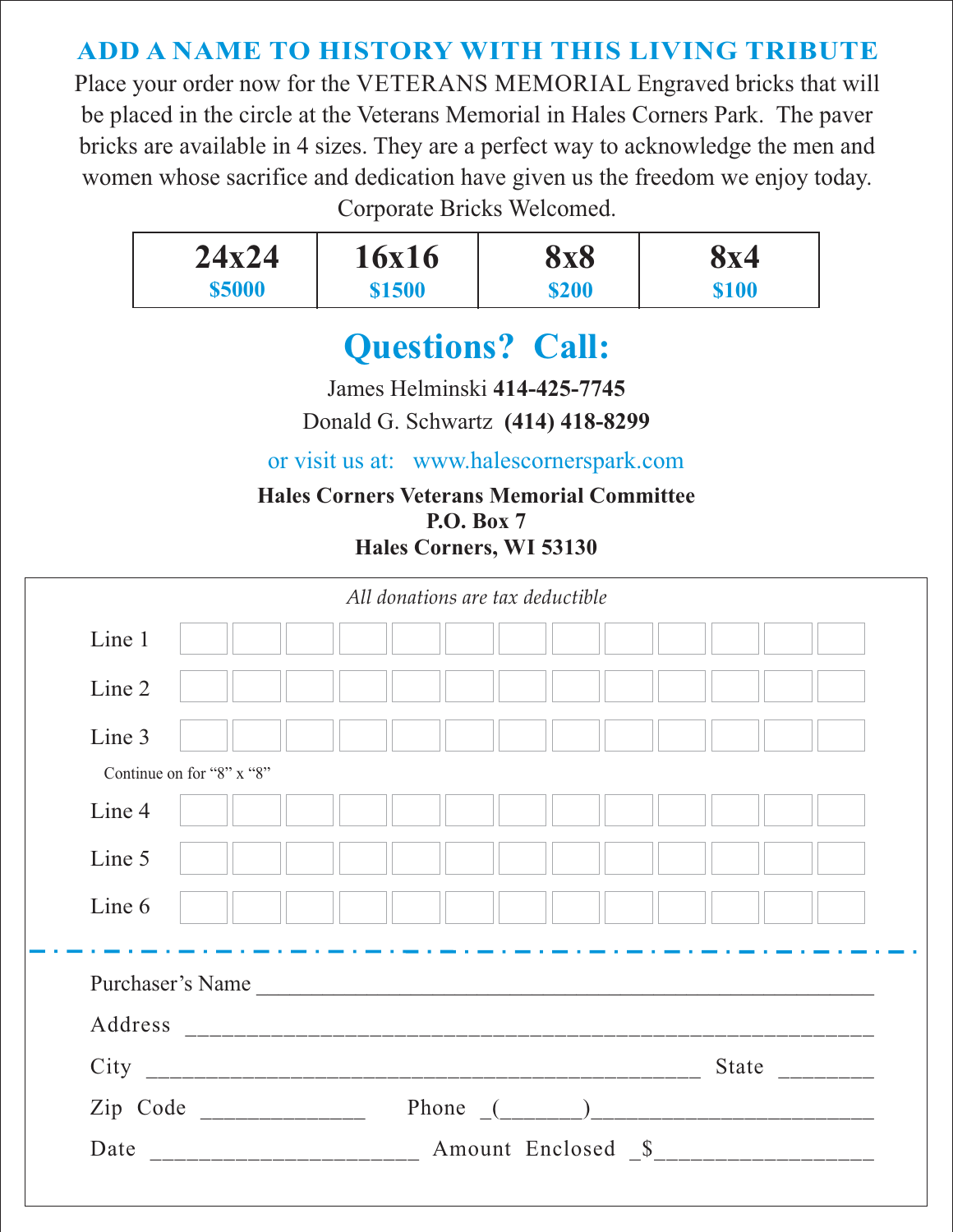## ADD A NAME TO HISTORY WITH THIS LIVING TRIBUTE

Place your order now for the VETERANS MEMORIAL Engraved bricks that will be placed in the circle at the Veterans Memorial in Hales Corners Park. The paver bricks are available in 4 sizes. They are a perfect way to acknowledge the men and women whose sacrifice and dedication have given us the freedom we enjoy today. Corporate Bricks Welcomed.

| 24x24 | 16x16 | 8x8 | 8x4 |
|---|---|---|---|
| $5000 | $1500 | $200 | $100 |

## Questions? Call:

James Helminski **414-425-7745**

Donald G. Schwartz **(414) 418-8299**

or visit us at: www.halescornerspark.com

**Hales Corners Veterans Memorial Committee**
**P.O. Box 7**
**Hales Corners, WI 53130**

*All donations are tax deductible*

Line 1 ☐☐☐☐☐☐☐☐☐☐☐☐☐

Line 2 ☐☐☐☐☐☐☐☐☐☐☐☐☐

Line 3 ☐☐☐☐☐☐☐☐☐☐☐☐☐

Continue on for “8” x “8”

Line 4 ☐☐☐☐☐☐☐☐☐☐☐☐☐

Line 5 ☐☐☐☐☐☐☐☐☐☐☐☐☐

Line 6 ☐☐☐☐☐☐☐☐☐☐☐☐☐

---

Purchaser’s Name ____________________________________________

Address ____________________________________________

City ______________________________________ State ________

Zip Code _____________ Phone (_______)_______________________

Date ______________________ Amount Enclosed $_________________